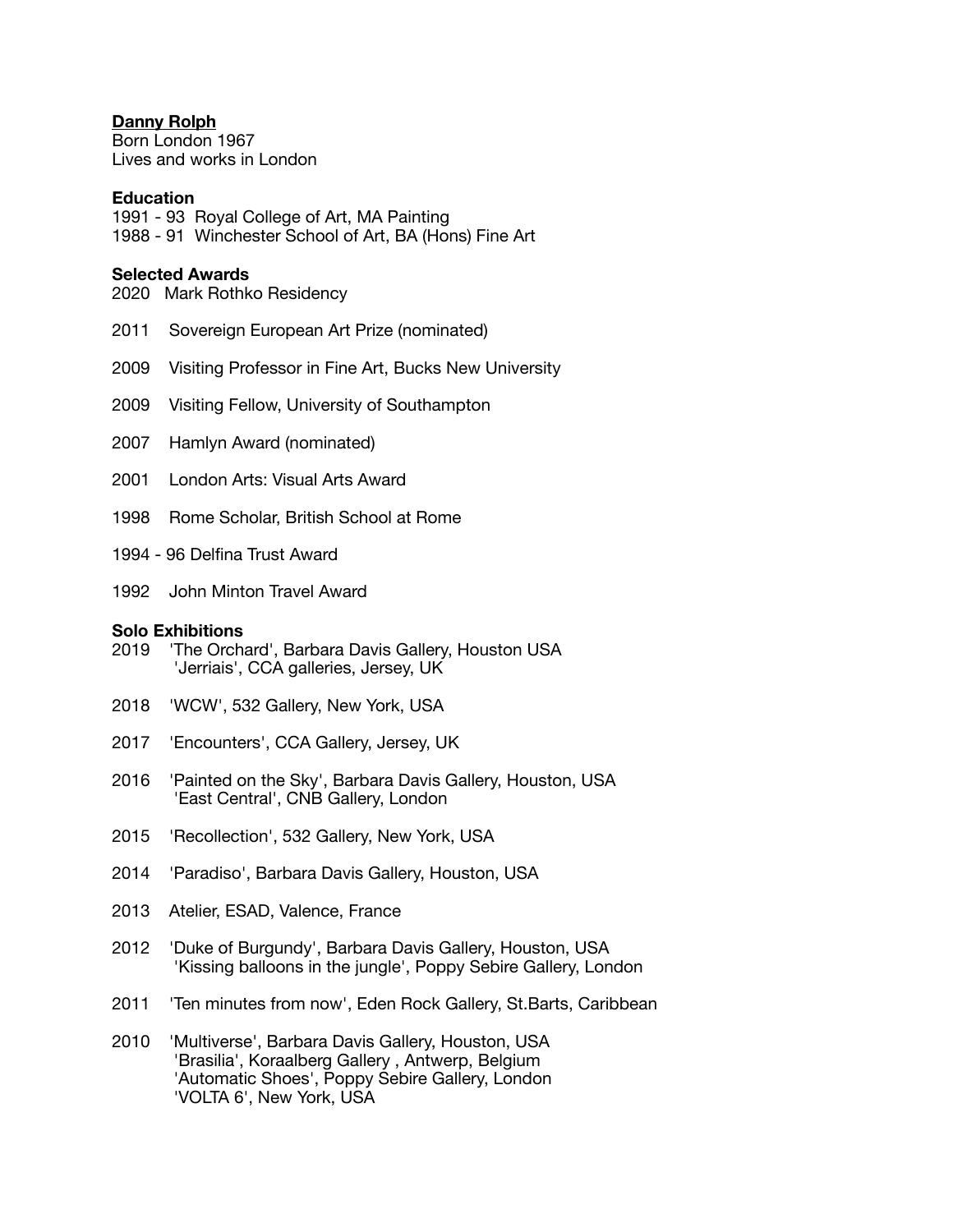**Danny Rolph**
Born London 1967
Lives and works in London

**Education**
1991 - 93 Royal College of Art, MA Painting
1988 - 91 Winchester School of Art, BA (Hons) Fine Art

**Selected Awards**
2020 Mark Rothko Residency

2011 Sovereign European Art Prize (nominated)

2009 Visiting Professor in Fine Art, Bucks New University

2009 Visiting Fellow, University of Southampton

2007 Hamlyn Award (nominated)

2001 London Arts: Visual Arts Award

1998 Rome Scholar, British School at Rome

1994 - 96 Delfina Trust Award

1992 John Minton Travel Award

**Solo Exhibitions**
2019 'The Orchard', Barbara Davis Gallery, Houston USA
'Jerriais', CCA galleries, Jersey, UK

2018 'WCW', 532 Gallery, New York, USA

2017 'Encounters', CCA Gallery, Jersey, UK

2016 'Painted on the Sky', Barbara Davis Gallery, Houston, USA
'East Central', CNB Gallery, London

2015 'Recollection', 532 Gallery, New York, USA

2014 'Paradiso', Barbara Davis Gallery, Houston, USA

2013 Atelier, ESAD, Valence, France

2012 'Duke of Burgundy', Barbara Davis Gallery, Houston, USA
'Kissing balloons in the jungle', Poppy Sebire Gallery, London

2011 'Ten minutes from now', Eden Rock Gallery, St.Barts, Caribbean

2010 'Multiverse', Barbara Davis Gallery, Houston, USA
'Brasilia', Koraalberg Gallery , Antwerp, Belgium
'Automatic Shoes', Poppy Sebire Gallery, London
'VOLTA 6', New York, USA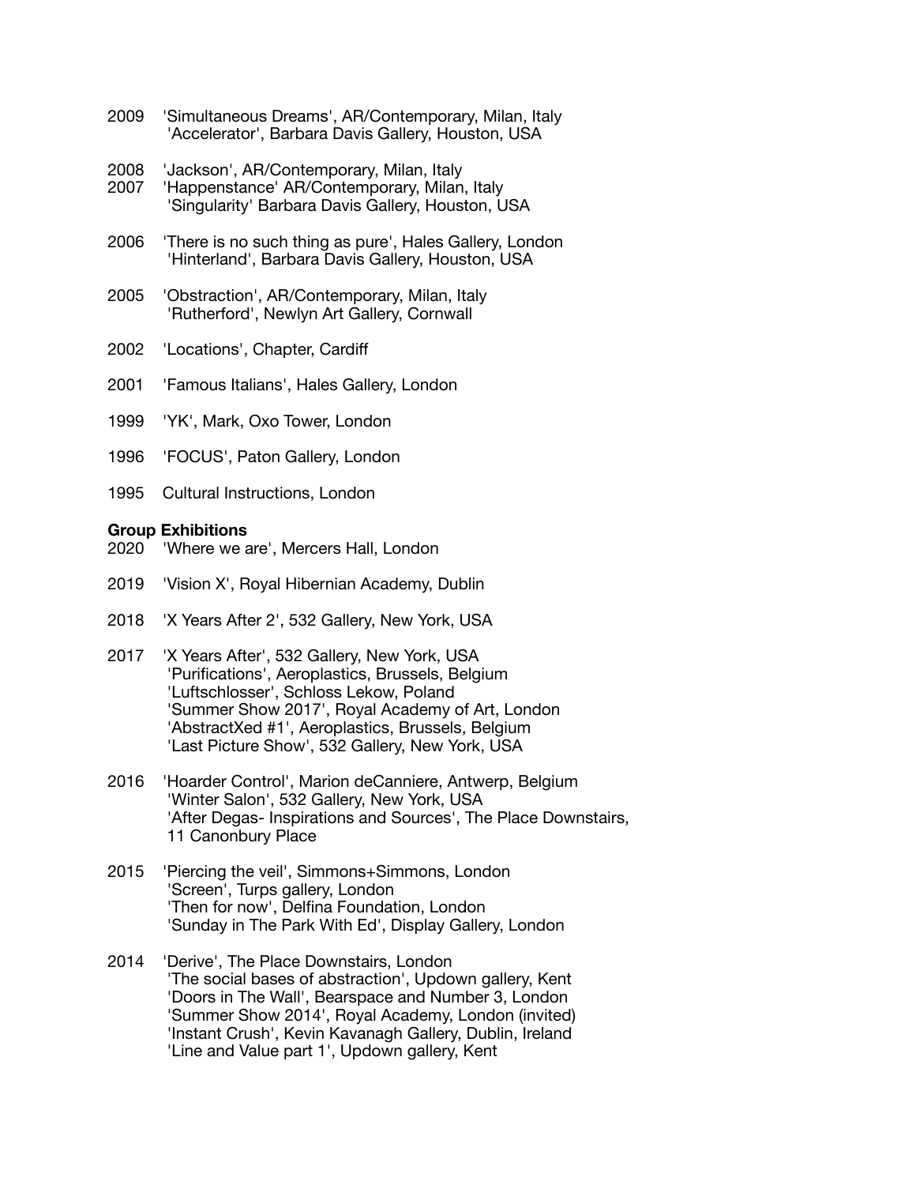2009 'Simultaneous Dreams', AR/Contemporary, Milan, Italy
'Accelerator', Barbara Davis Gallery, Houston, USA

2008 'Jackson', AR/Contemporary, Milan, Italy
2007 'Happenstance' AR/Contemporary, Milan, Italy
'Singularity' Barbara Davis Gallery, Houston, USA

2006 'There is no such thing as pure', Hales Gallery, London
'Hinterland', Barbara Davis Gallery, Houston, USA

2005 'Obstraction', AR/Contemporary, Milan, Italy
'Rutherford', Newlyn Art Gallery, Cornwall

2002 'Locations', Chapter, Cardiff

2001 'Famous Italians', Hales Gallery, London

1999 'YK', Mark, Oxo Tower, London

1996 'FOCUS', Paton Gallery, London

1995 Cultural Instructions, London

**Group Exhibitions**

2020 'Where we are', Mercers Hall, London

2019 'Vision X', Royal Hibernian Academy, Dublin

2018 'X Years After 2', 532 Gallery, New York, USA

2017 'X Years After', 532 Gallery, New York, USA
'Purifications', Aeroplastics, Brussels, Belgium
'Luftschlosser', Schloss Lekow, Poland
'Summer Show 2017', Royal Academy of Art, London
'AbstractXed #1', Aeroplastics, Brussels, Belgium
'Last Picture Show', 532 Gallery, New York, USA

2016 'Hoarder Control', Marion deCanniere, Antwerp, Belgium
'Winter Salon', 532 Gallery, New York, USA
'After Degas- Inspirations and Sources', The Place Downstairs, 11 Canonbury Place

2015 'Piercing the veil', Simmons+Simmons, London
'Screen', Turps gallery, London
'Then for now', Delfina Foundation, London
'Sunday in The Park With Ed', Display Gallery, London

2014 'Derive', The Place Downstairs, London
'The social bases of abstraction', Updown gallery, Kent
'Doors in The Wall', Bearspace and Number 3, London
'Summer Show 2014', Royal Academy, London (invited)
'Instant Crush', Kevin Kavanagh Gallery, Dublin, Ireland
'Line and Value part 1', Updown gallery, Kent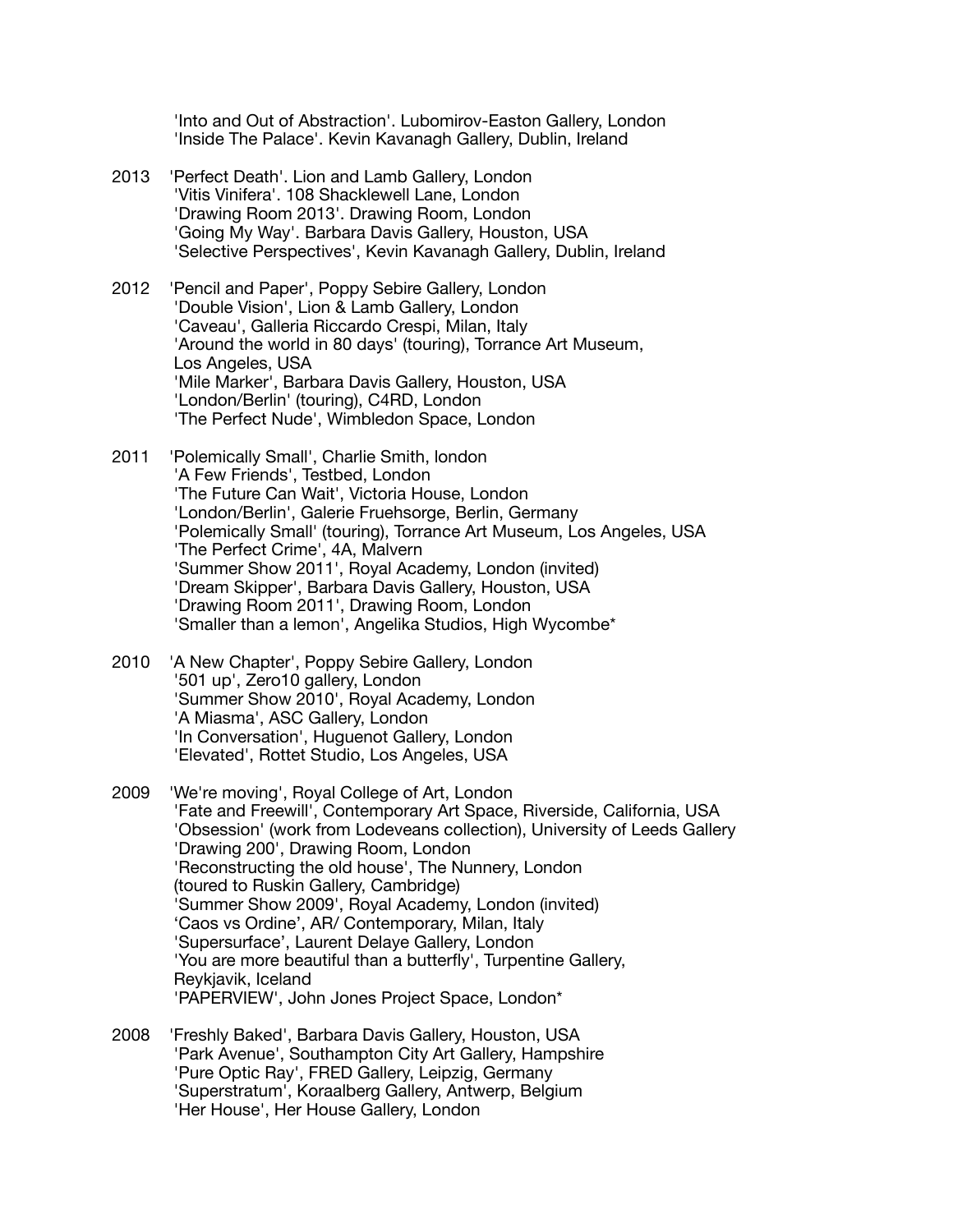'Into and Out of Abstraction'. Lubomirov-Easton Gallery, London
'Inside The Palace'. Kevin Kavanagh Gallery, Dublin, Ireland

2013 'Perfect Death'. Lion and Lamb Gallery, London
'Vitis Vinifera'. 108 Shacklewell Lane, London
'Drawing Room 2013'. Drawing Room, London
'Going My Way'. Barbara Davis Gallery, Houston, USA
'Selective Perspectives', Kevin Kavanagh Gallery, Dublin, Ireland

2012 'Pencil and Paper', Poppy Sebire Gallery, London
'Double Vision', Lion & Lamb Gallery, London
'Caveau', Galleria Riccardo Crespi, Milan, Italy
'Around the world in 80 days' (touring), Torrance Art Museum, Los Angeles, USA
'Mile Marker', Barbara Davis Gallery, Houston, USA
'London/Berlin' (touring), C4RD, London
'The Perfect Nude', Wimbledon Space, London

2011 'Polemically Small', Charlie Smith, london
'A Few Friends', Testbed, London
'The Future Can Wait', Victoria House, London
'London/Berlin', Galerie Fruehsorge, Berlin, Germany
'Polemically Small' (touring), Torrance Art Museum, Los Angeles, USA
'The Perfect Crime', 4A, Malvern
'Summer Show 2011', Royal Academy, London (invited)
'Dream Skipper', Barbara Davis Gallery, Houston, USA
'Drawing Room 2011', Drawing Room, London
'Smaller than a lemon', Angelika Studios, High Wycombe*

2010 'A New Chapter', Poppy Sebire Gallery, London
'501 up', Zero10 gallery, London
'Summer Show 2010', Royal Academy, London
'A Miasma', ASC Gallery, London
'In Conversation', Huguenot Gallery, London
'Elevated', Rottet Studio, Los Angeles, USA

2009 'We're moving', Royal College of Art, London
'Fate and Freewill', Contemporary Art Space, Riverside, California, USA
'Obsession' (work from Lodeveans collection), University of Leeds Gallery
'Drawing 200', Drawing Room, London
'Reconstructing the old house', The Nunnery, London (toured to Ruskin Gallery, Cambridge)
'Summer Show 2009', Royal Academy, London (invited)
'Caos vs Ordine', AR/ Contemporary, Milan, Italy
'Supersurface', Laurent Delaye Gallery, London
'You are more beautiful than a butterfly', Turpentine Gallery, Reykjavik, Iceland
'PAPERVIEW', John Jones Project Space, London*

2008 'Freshly Baked', Barbara Davis Gallery, Houston, USA
'Park Avenue', Southampton City Art Gallery, Hampshire
'Pure Optic Ray', FRED Gallery, Leipzig, Germany
'Superstratum', Koraalberg Gallery, Antwerp, Belgium
'Her House', Her House Gallery, London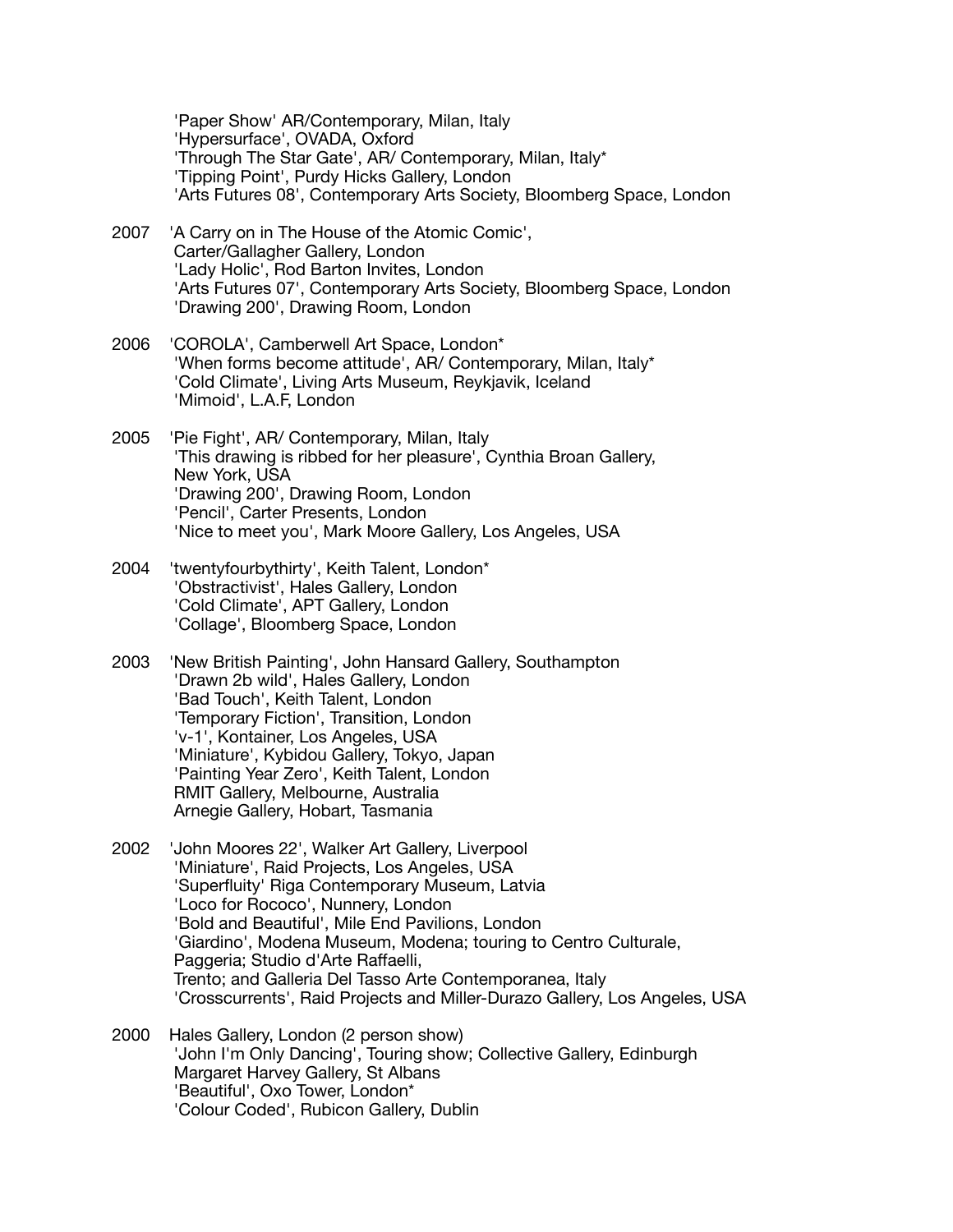'Paper Show' AR/Contemporary, Milan, Italy
'Hypersurface', OVADA, Oxford
'Through The Star Gate', AR/ Contemporary, Milan, Italy*
'Tipping Point', Purdy Hicks Gallery, London
'Arts Futures 08', Contemporary Arts Society, Bloomberg Space, London

2007 'A Carry on in The House of the Atomic Comic', Carter/Gallagher Gallery, London
'Lady Holic', Rod Barton Invites, London
'Arts Futures 07', Contemporary Arts Society, Bloomberg Space, London
'Drawing 200', Drawing Room, London

2006 'COROLA', Camberwell Art Space, London*
'When forms become attitude', AR/ Contemporary, Milan, Italy*
'Cold Climate', Living Arts Museum, Reykjavik, Iceland
'Mimoid', L.A.F, London

2005 'Pie Fight', AR/ Contemporary, Milan, Italy
'This drawing is ribbed for her pleasure', Cynthia Broan Gallery, New York, USA
'Drawing 200', Drawing Room, London
'Pencil', Carter Presents, London
'Nice to meet you', Mark Moore Gallery, Los Angeles, USA

2004 'twentyfourbythirty', Keith Talent, London*
'Obstractivist', Hales Gallery, London
'Cold Climate', APT Gallery, London
'Collage', Bloomberg Space, London

2003 'New British Painting', John Hansard Gallery, Southampton
'Drawn 2b wild', Hales Gallery, London
'Bad Touch', Keith Talent, London
'Temporary Fiction', Transition, London
'v-1', Kontainer, Los Angeles, USA
'Miniature', Kybidou Gallery, Tokyo, Japan
'Painting Year Zero', Keith Talent, London
RMIT Gallery, Melbourne, Australia
Arnegie Gallery, Hobart, Tasmania

2002 'John Moores 22', Walker Art Gallery, Liverpool
'Miniature', Raid Projects, Los Angeles, USA
'Superfluity' Riga Contemporary Museum, Latvia
'Loco for Rococo', Nunnery, London
'Bold and Beautiful', Mile End Pavilions, London
'Giardino', Modena Museum, Modena; touring to Centro Culturale, Paggeria; Studio d'Arte Raffaelli, Trento; and Galleria Del Tasso Arte Contemporanea, Italy
'Crosscurrents', Raid Projects and Miller-Durazo Gallery, Los Angeles, USA

2000 Hales Gallery, London (2 person show)
'John I'm Only Dancing', Touring show; Collective Gallery, Edinburgh
Margaret Harvey Gallery, St Albans
'Beautiful', Oxo Tower, London*
'Colour Coded', Rubicon Gallery, Dublin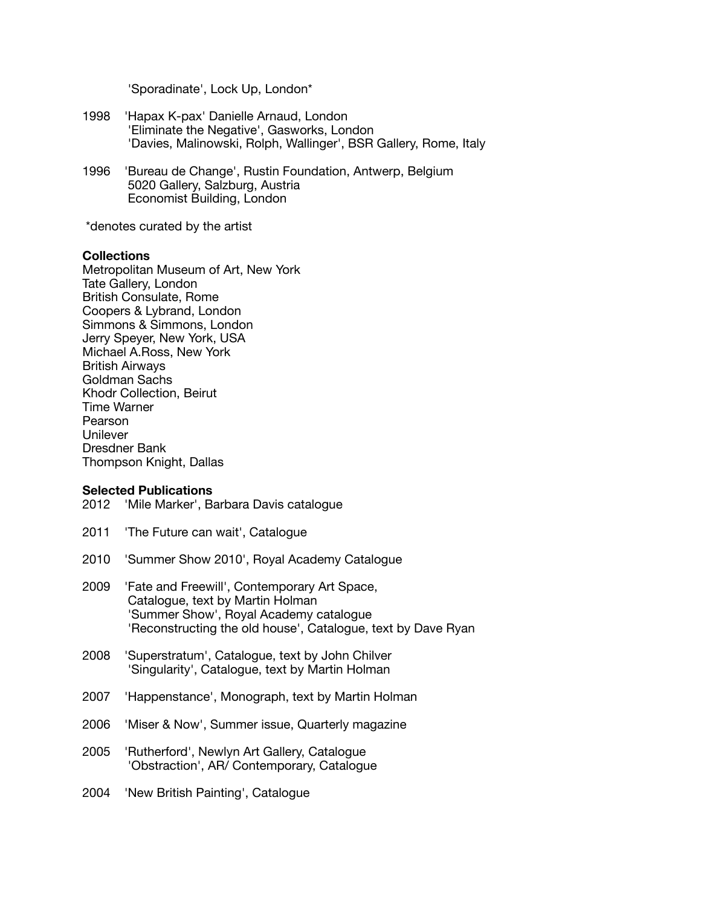'Sporadinate', Lock Up, London*

1998 'Hapax K-pax' Danielle Arnaud, London
'Eliminate the Negative', Gasworks, London
'Davies, Malinowski, Rolph, Wallinger', BSR Gallery, Rome, Italy

1996 'Bureau de Change', Rustin Foundation, Antwerp, Belgium
5020 Gallery, Salzburg, Austria
Economist Building, London

*denotes curated by the artist

**Collections**

Metropolitan Museum of Art, New York
Tate Gallery, London
British Consulate, Rome
Coopers & Lybrand, London
Simmons & Simmons, London
Jerry Speyer, New York, USA
Michael A.Ross, New York
British Airways
Goldman Sachs
Khodr Collection, Beirut
Time Warner
Pearson
Unilever
Dresdner Bank
Thompson Knight, Dallas

**Selected Publications**

2012 'Mile Marker', Barbara Davis catalogue

2011 'The Future can wait', Catalogue

2010 'Summer Show 2010', Royal Academy Catalogue

2009 'Fate and Freewill', Contemporary Art Space,
Catalogue, text by Martin Holman
'Summer Show', Royal Academy catalogue
'Reconstructing the old house', Catalogue, text by Dave Ryan

2008 'Superstratum', Catalogue, text by John Chilver
'Singularity', Catalogue, text by Martin Holman

2007 'Happenstance', Monograph, text by Martin Holman

2006 'Miser & Now', Summer issue, Quarterly magazine

2005 'Rutherford', Newlyn Art Gallery, Catalogue
'Obstraction', AR/ Contemporary, Catalogue

2004 'New British Painting', Catalogue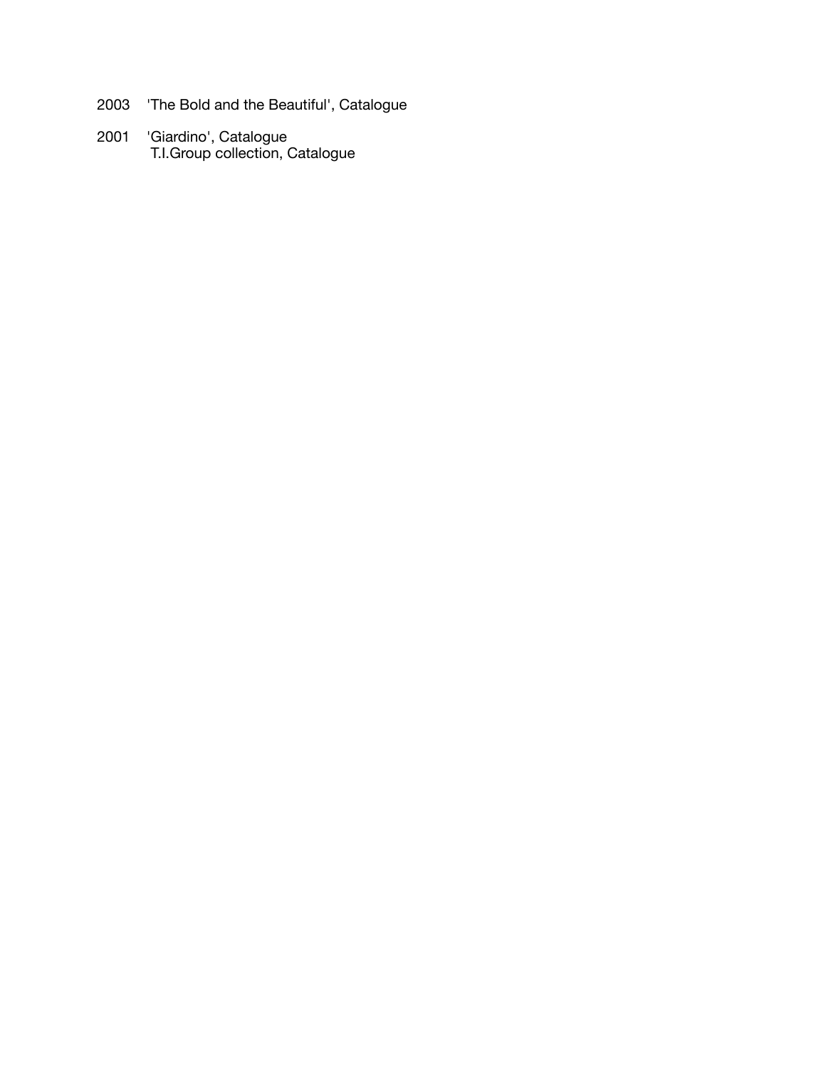2003 'The Bold and the Beautiful', Catalogue

2001 'Giardino', Catalogue
T.I.Group collection, Catalogue